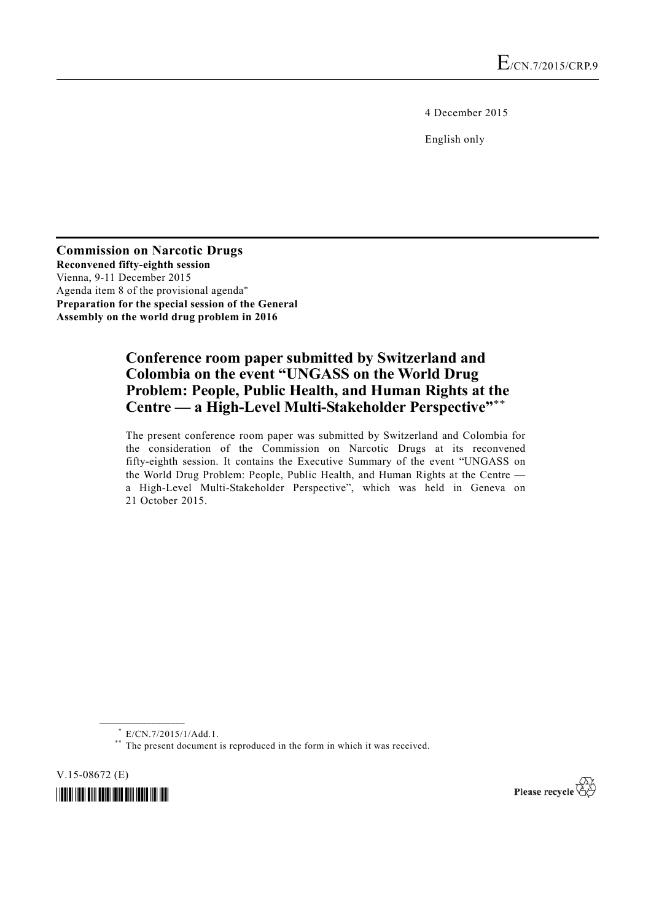E/CN.7/2015/CRP.9

4 December 2015

English only

**Commission on Narcotic Drugs**
**Reconvened fifty-eighth session**
Vienna, 9-11 December 2015
Agenda item 8 of the provisional agenda*
**Preparation for the special session of the General Assembly on the world drug problem in 2016**

# Conference room paper submitted by Switzerland and Colombia on the event "UNGASS on the World Drug Problem: People, Public Health, and Human Rights at the Centre — a High-Level Multi-Stakeholder Perspective"**

The present conference room paper was submitted by Switzerland and Colombia for the consideration of the Commission on Narcotic Drugs at its reconvened fifty-eighth session. It contains the Executive Summary of the event "UNGASS on the World Drug Problem: People, Public Health, and Human Rights at the Centre — a High-Level Multi-Stakeholder Perspective", which was held in Geneva on 21 October 2015.

---

* E/CN.7/2015/1/Add.1.

** The present document is reproduced in the form in which it was received.

V.15-08672 (E)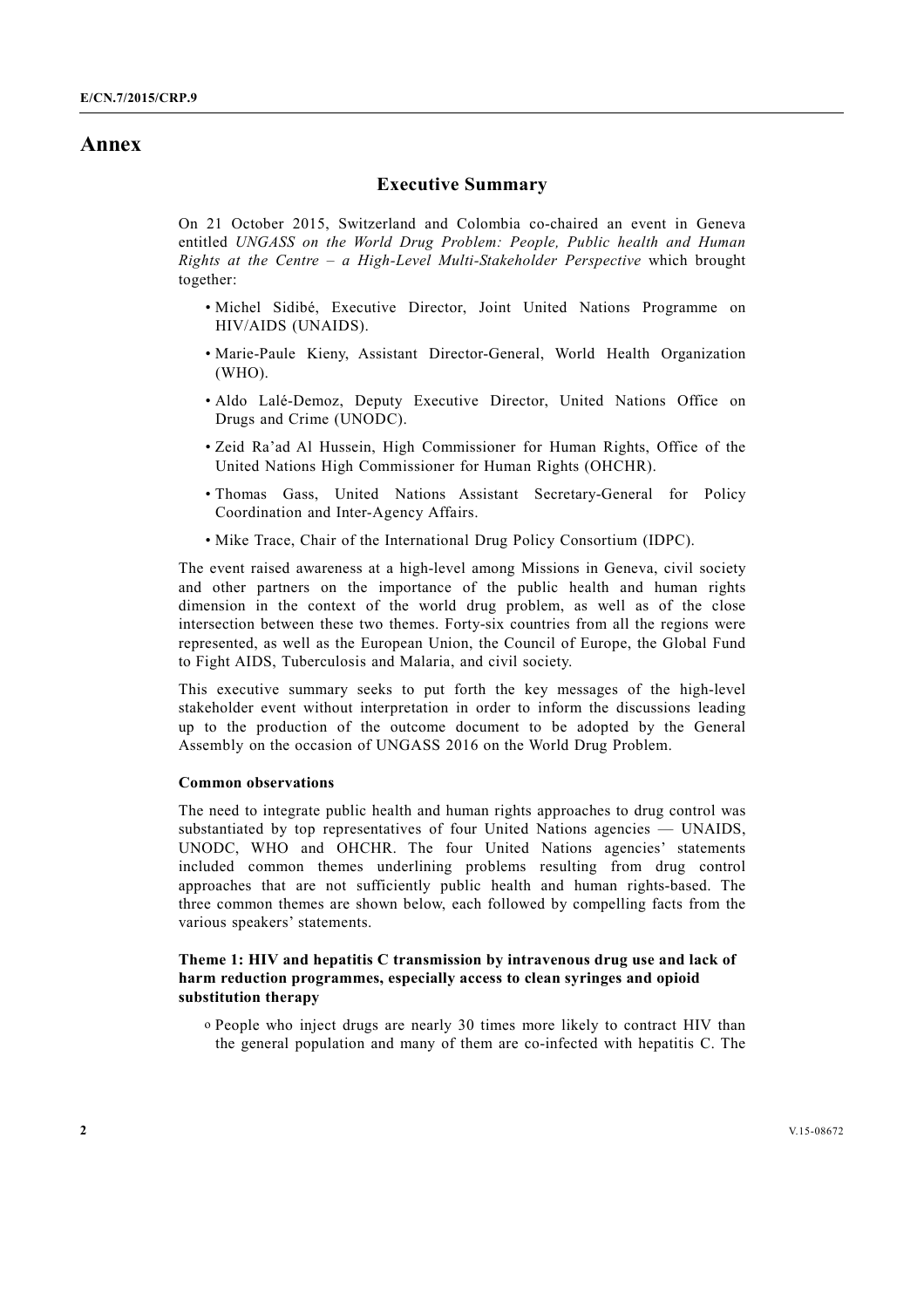# Annex

## Executive Summary

On 21 October 2015, Switzerland and Colombia co-chaired an event in Geneva entitled *UNGASS on the World Drug Problem: People, Public health and Human Rights at the Centre – a High-Level Multi-Stakeholder Perspective* which brought together:

- Michel Sidibé, Executive Director, Joint United Nations Programme on HIV/AIDS (UNAIDS).
- Marie-Paule Kieny, Assistant Director-General, World Health Organization (WHO).
- Aldo Lalé-Demoz, Deputy Executive Director, United Nations Office on Drugs and Crime (UNODC).
- Zeid Ra'ad Al Hussein, High Commissioner for Human Rights, Office of the United Nations High Commissioner for Human Rights (OHCHR).
- Thomas Gass, United Nations Assistant Secretary-General for Policy Coordination and Inter-Agency Affairs.
- Mike Trace, Chair of the International Drug Policy Consortium (IDPC).

The event raised awareness at a high-level among Missions in Geneva, civil society and other partners on the importance of the public health and human rights dimension in the context of the world drug problem, as well as of the close intersection between these two themes. Forty-six countries from all the regions were represented, as well as the European Union, the Council of Europe, the Global Fund to Fight AIDS, Tuberculosis and Malaria, and civil society.

This executive summary seeks to put forth the key messages of the high-level stakeholder event without interpretation in order to inform the discussions leading up to the production of the outcome document to be adopted by the General Assembly on the occasion of UNGASS 2016 on the World Drug Problem.

**Common observations**

The need to integrate public health and human rights approaches to drug control was substantiated by top representatives of four United Nations agencies — UNAIDS, UNODC, WHO and OHCHR. The four United Nations agencies' statements included common themes underlining problems resulting from drug control approaches that are not sufficiently public health and human rights-based. The three common themes are shown below, each followed by compelling facts from the various speakers' statements.

**Theme 1: HIV and hepatitis C transmission by intravenous drug use and lack of harm reduction programmes, especially access to clean syringes and opioid substitution therapy**

- People who inject drugs are nearly 30 times more likely to contract HIV than the general population and many of them are co-infected with hepatitis C. The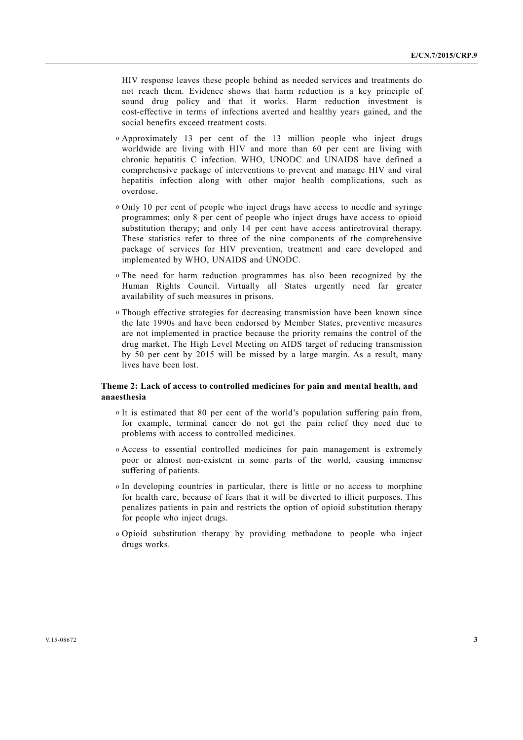HIV response leaves these people behind as needed services and treatments do not reach them. Evidence shows that harm reduction is a key principle of sound drug policy and that it works. Harm reduction investment is cost-effective in terms of infections averted and healthy years gained, and the social benefits exceed treatment costs.

- Approximately 13 per cent of the 13 million people who inject drugs worldwide are living with HIV and more than 60 per cent are living with chronic hepatitis C infection. WHO, UNODC and UNAIDS have defined a comprehensive package of interventions to prevent and manage HIV and viral hepatitis infection along with other major health complications, such as overdose.
- Only 10 per cent of people who inject drugs have access to needle and syringe programmes; only 8 per cent of people who inject drugs have access to opioid substitution therapy; and only 14 per cent have access antiretroviral therapy. These statistics refer to three of the nine components of the comprehensive package of services for HIV prevention, treatment and care developed and implemented by WHO, UNAIDS and UNODC.
- The need for harm reduction programmes has also been recognized by the Human Rights Council. Virtually all States urgently need far greater availability of such measures in prisons.
- Though effective strategies for decreasing transmission have been known since the late 1990s and have been endorsed by Member States, preventive measures are not implemented in practice because the priority remains the control of the drug market. The High Level Meeting on AIDS target of reducing transmission by 50 per cent by 2015 will be missed by a large margin. As a result, many lives have been lost.

**Theme 2: Lack of access to controlled medicines for pain and mental health, and anaesthesia**

- It is estimated that 80 per cent of the world's population suffering pain from, for example, terminal cancer do not get the pain relief they need due to problems with access to controlled medicines.
- Access to essential controlled medicines for pain management is extremely poor or almost non-existent in some parts of the world, causing immense suffering of patients.
- In developing countries in particular, there is little or no access to morphine for health care, because of fears that it will be diverted to illicit purposes. This penalizes patients in pain and restricts the option of opioid substitution therapy for people who inject drugs.
- Opioid substitution therapy by providing methadone to people who inject drugs works.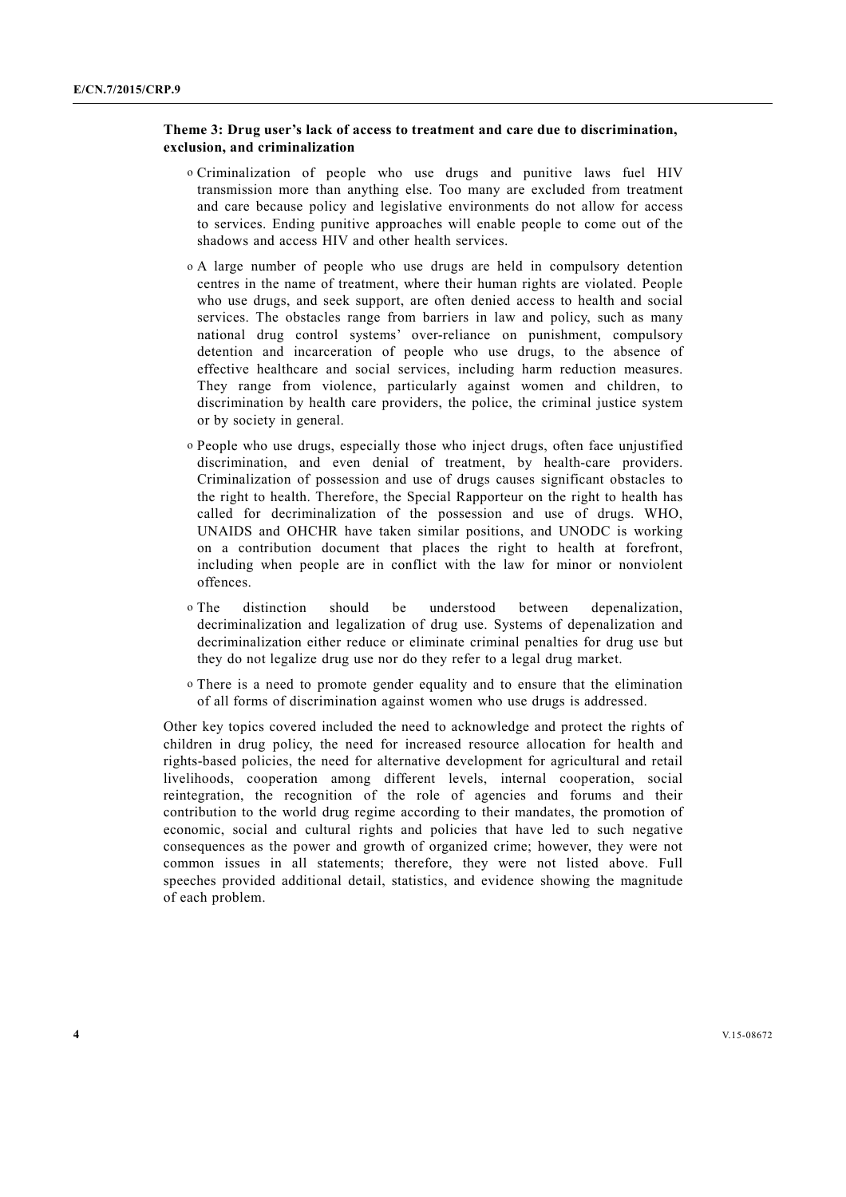**Theme 3: Drug user's lack of access to treatment and care due to discrimination, exclusion, and criminalization**

- Criminalization of people who use drugs and punitive laws fuel HIV transmission more than anything else. Too many are excluded from treatment and care because policy and legislative environments do not allow for access to services. Ending punitive approaches will enable people to come out of the shadows and access HIV and other health services.
- A large number of people who use drugs are held in compulsory detention centres in the name of treatment, where their human rights are violated. People who use drugs, and seek support, are often denied access to health and social services. The obstacles range from barriers in law and policy, such as many national drug control systems' over-reliance on punishment, compulsory detention and incarceration of people who use drugs, to the absence of effective healthcare and social services, including harm reduction measures. They range from violence, particularly against women and children, to discrimination by health care providers, the police, the criminal justice system or by society in general.
- People who use drugs, especially those who inject drugs, often face unjustified discrimination, and even denial of treatment, by health-care providers. Criminalization of possession and use of drugs causes significant obstacles to the right to health. Therefore, the Special Rapporteur on the right to health has called for decriminalization of the possession and use of drugs. WHO, UNAIDS and OHCHR have taken similar positions, and UNODC is working on a contribution document that places the right to health at forefront, including when people are in conflict with the law for minor or nonviolent offences.
- The distinction should be understood between depenalization, decriminalization and legalization of drug use. Systems of depenalization and decriminalization either reduce or eliminate criminal penalties for drug use but they do not legalize drug use nor do they refer to a legal drug market.
- There is a need to promote gender equality and to ensure that the elimination of all forms of discrimination against women who use drugs is addressed.

Other key topics covered included the need to acknowledge and protect the rights of children in drug policy, the need for increased resource allocation for health and rights-based policies, the need for alternative development for agricultural and retail livelihoods, cooperation among different levels, internal cooperation, social reintegration, the recognition of the role of agencies and forums and their contribution to the world drug regime according to their mandates, the promotion of economic, social and cultural rights and policies that have led to such negative consequences as the power and growth of organized crime; however, they were not common issues in all statements; therefore, they were not listed above. Full speeches provided additional detail, statistics, and evidence showing the magnitude of each problem.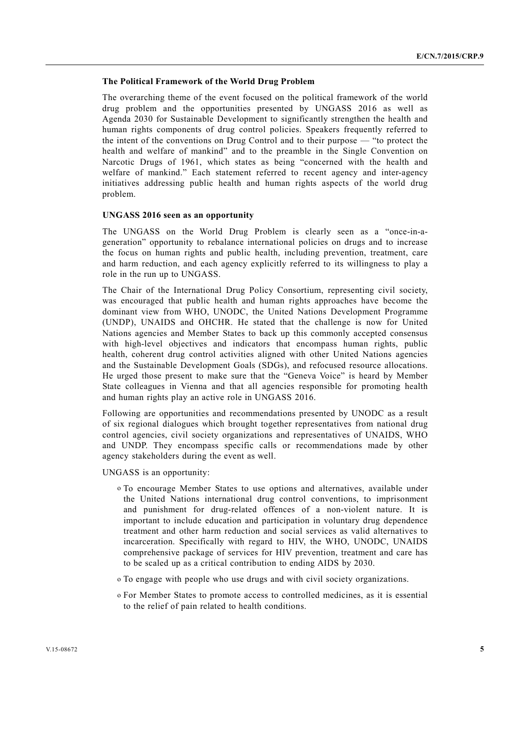### The Political Framework of the World Drug Problem

The overarching theme of the event focused on the political framework of the world drug problem and the opportunities presented by UNGASS 2016 as well as Agenda 2030 for Sustainable Development to significantly strengthen the health and human rights components of drug control policies. Speakers frequently referred to the intent of the conventions on Drug Control and to their purpose — "to protect the health and welfare of mankind" and to the preamble in the Single Convention on Narcotic Drugs of 1961, which states as being "concerned with the health and welfare of mankind." Each statement referred to recent agency and inter-agency initiatives addressing public health and human rights aspects of the world drug problem.

### UNGASS 2016 seen as an opportunity

The UNGASS on the World Drug Problem is clearly seen as a "once-in-a-generation" opportunity to rebalance international policies on drugs and to increase the focus on human rights and public health, including prevention, treatment, care and harm reduction, and each agency explicitly referred to its willingness to play a role in the run up to UNGASS.

The Chair of the International Drug Policy Consortium, representing civil society, was encouraged that public health and human rights approaches have become the dominant view from WHO, UNODC, the United Nations Development Programme (UNDP), UNAIDS and OHCHR. He stated that the challenge is now for United Nations agencies and Member States to back up this commonly accepted consensus with high-level objectives and indicators that encompass human rights, public health, coherent drug control activities aligned with other United Nations agencies and the Sustainable Development Goals (SDGs), and refocused resource allocations. He urged those present to make sure that the "Geneva Voice" is heard by Member State colleagues in Vienna and that all agencies responsible for promoting health and human rights play an active role in UNGASS 2016.

Following are opportunities and recommendations presented by UNODC as a result of six regional dialogues which brought together representatives from national drug control agencies, civil society organizations and representatives of UNAIDS, WHO and UNDP. They encompass specific calls or recommendations made by other agency stakeholders during the event as well.

UNGASS is an opportunity:

- To encourage Member States to use options and alternatives, available under the United Nations international drug control conventions, to imprisonment and punishment for drug-related offences of a non-violent nature. It is important to include education and participation in voluntary drug dependence treatment and other harm reduction and social services as valid alternatives to incarceration. Specifically with regard to HIV, the WHO, UNODC, UNAIDS comprehensive package of services for HIV prevention, treatment and care has to be scaled up as a critical contribution to ending AIDS by 2030.
- To engage with people who use drugs and with civil society organizations.
- For Member States to promote access to controlled medicines, as it is essential to the relief of pain related to health conditions.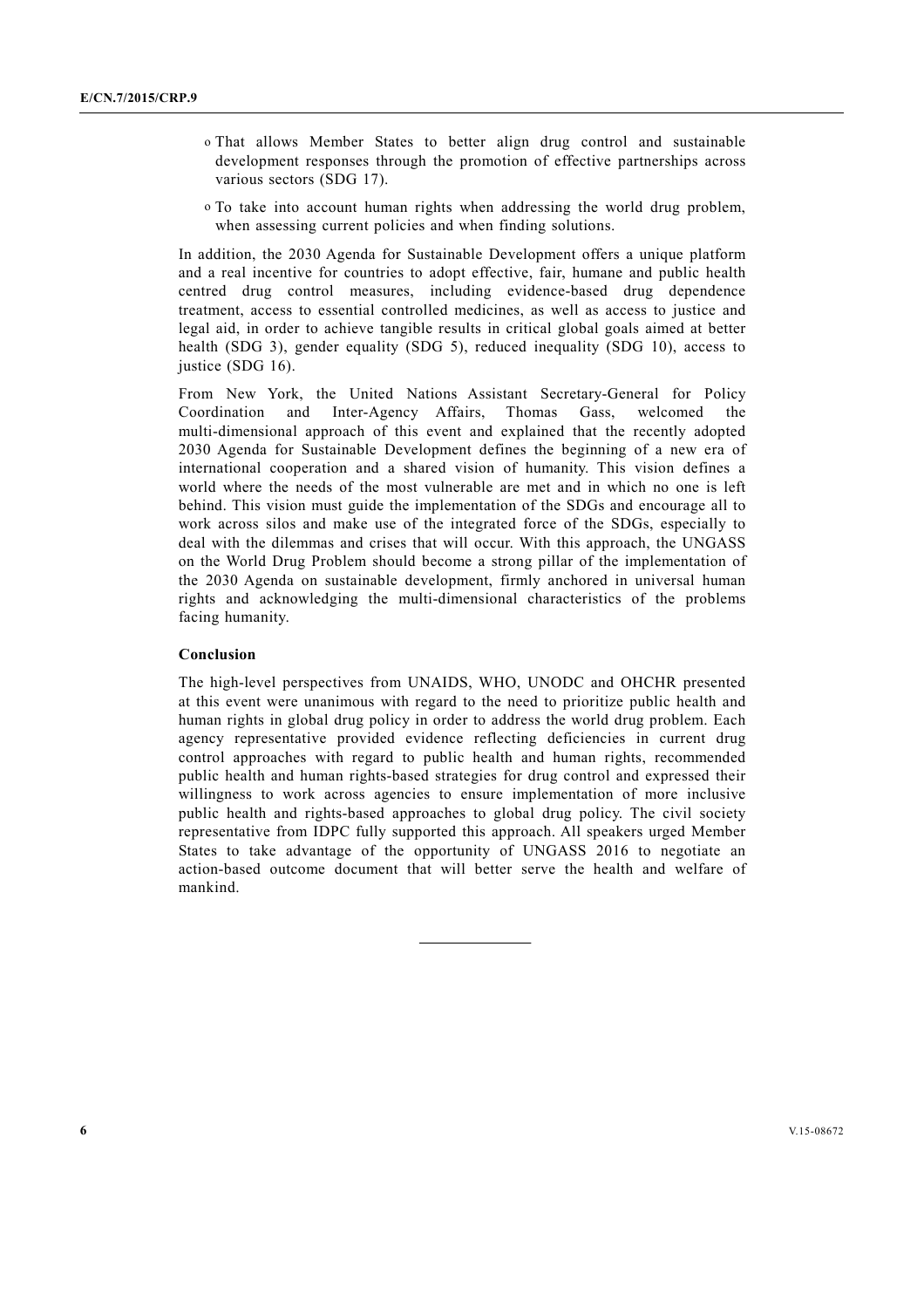- That allows Member States to better align drug control and sustainable development responses through the promotion of effective partnerships across various sectors (SDG 17).
- To take into account human rights when addressing the world drug problem, when assessing current policies and when finding solutions.

In addition, the 2030 Agenda for Sustainable Development offers a unique platform and a real incentive for countries to adopt effective, fair, humane and public health centred drug control measures, including evidence-based drug dependence treatment, access to essential controlled medicines, as well as access to justice and legal aid, in order to achieve tangible results in critical global goals aimed at better health (SDG 3), gender equality (SDG 5), reduced inequality (SDG 10), access to justice (SDG 16).

From New York, the United Nations Assistant Secretary-General for Policy Coordination and Inter-Agency Affairs, Thomas Gass, welcomed the multi-dimensional approach of this event and explained that the recently adopted 2030 Agenda for Sustainable Development defines the beginning of a new era of international cooperation and a shared vision of humanity. This vision defines a world where the needs of the most vulnerable are met and in which no one is left behind. This vision must guide the implementation of the SDGs and encourage all to work across silos and make use of the integrated force of the SDGs, especially to deal with the dilemmas and crises that will occur. With this approach, the UNGASS on the World Drug Problem should become a strong pillar of the implementation of the 2030 Agenda on sustainable development, firmly anchored in universal human rights and acknowledging the multi-dimensional characteristics of the problems facing humanity.

**Conclusion**

The high-level perspectives from UNAIDS, WHO, UNODC and OHCHR presented at this event were unanimous with regard to the need to prioritize public health and human rights in global drug policy in order to address the world drug problem. Each agency representative provided evidence reflecting deficiencies in current drug control approaches with regard to public health and human rights, recommended public health and human rights-based strategies for drug control and expressed their willingness to work across agencies to ensure implementation of more inclusive public health and rights-based approaches to global drug policy. The civil society representative from IDPC fully supported this approach. All speakers urged Member States to take advantage of the opportunity of UNGASS 2016 to negotiate an action-based outcome document that will better serve the health and welfare of mankind.